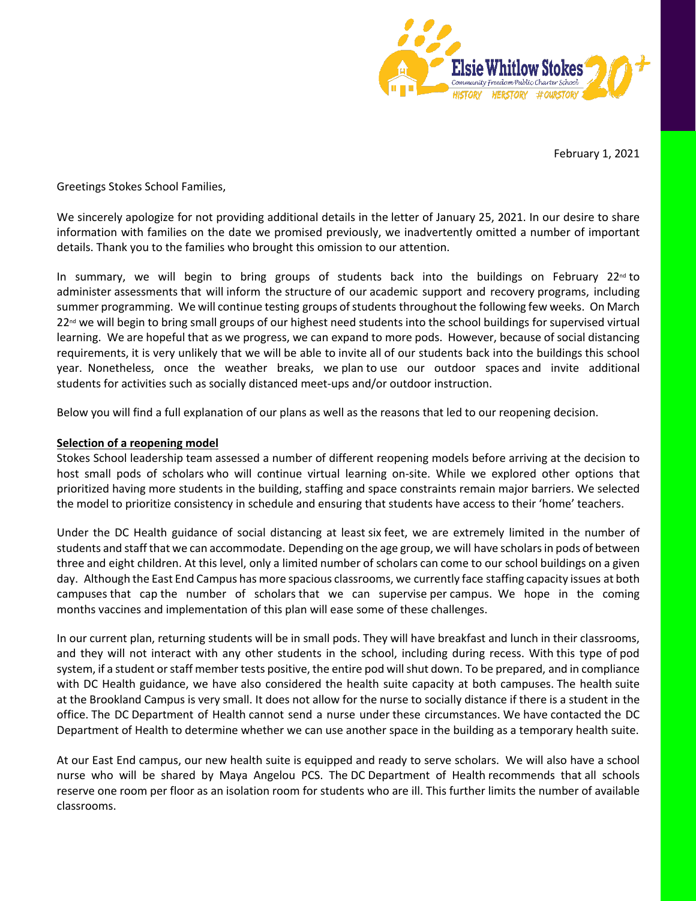February 1, 2021

Greetings Stokes School Families,

We sincerely apologize for not providing additional details in the letter of January 25, 2021. In our desire to share information with families on the date we promised previously, we inadvertently omitted a number of important details. Thank you to the families who brought this omission to our attention.

In summary, we will begin to bring groups of students back into the buildings on February 22nd to administer assessments that will inform the structure of our academic support and recovery programs, including summer programming. We will continue testing groups of students throughout the following few weeks. On March 22nd we will begin to bring small groups of our highest need students into the school buildings for supervised virtual learning. We are hopeful that as we progress, we can expand to more pods. However, because of social distancing requirements, it is very unlikely that we will be able to invite all of our students back into the buildings this school year. Nonetheless, once the weather breaks, we plan to use our outdoor spaces and invite additional students for activities such as socially distanced meet-ups and/or outdoor instruction.

Below you will find a full explanation of our plans as well as the reasons that led to our reopening decision.

**Selection of a reopening model**

Stokes School leadership team assessed a number of different reopening models before arriving at the decision to host small pods of scholars who will continue virtual learning on-site. While we explored other options that prioritized having more students in the building, staffing and space constraints remain major barriers. We selected the model to prioritize consistency in schedule and ensuring that students have access to their 'home' teachers.

Under the DC Health guidance of social distancing at least six feet, we are extremely limited in the number of students and staff that we can accommodate. Depending on the age group, we will have scholars in pods of between three and eight children. At this level, only a limited number of scholars can come to our school buildings on a given day. Although the East End Campus has more spacious classrooms, we currently face staffing capacity issues at both campuses that cap the number of scholars that we can supervise per campus. We hope in the coming months vaccines and implementation of this plan will ease some of these challenges.

In our current plan, returning students will be in small pods. They will have breakfast and lunch in their classrooms, and they will not interact with any other students in the school, including during recess. With this type of pod system, if a student or staff member tests positive, the entire pod will shut down. To be prepared, and in compliance with DC Health guidance, we have also considered the health suite capacity at both campuses. The health suite at the Brookland Campus is very small. It does not allow for the nurse to socially distance if there is a student in the office. The DC Department of Health cannot send a nurse under these circumstances. We have contacted the DC Department of Health to determine whether we can use another space in the building as a temporary health suite.

At our East End campus, our new health suite is equipped and ready to serve scholars. We will also have a school nurse who will be shared by Maya Angelou PCS. The DC Department of Health recommends that all schools reserve one room per floor as an isolation room for students who are ill. This further limits the number of available classrooms.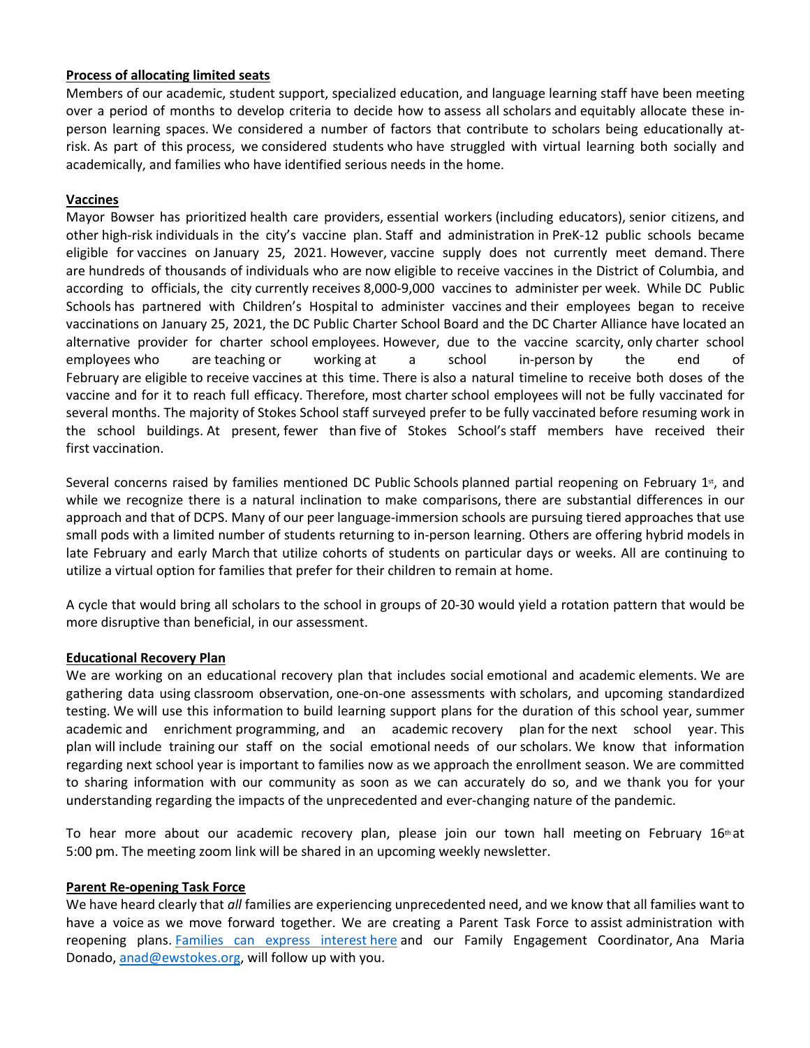**Process of allocating limited seats**

Members of our academic, student support, specialized education, and language learning staff have been meeting over a period of months to develop criteria to decide how to assess all scholars and equitably allocate these in-person learning spaces. We considered a number of factors that contribute to scholars being educationally at-risk. As part of this process, we considered students who have struggled with virtual learning both socially and academically, and families who have identified serious needs in the home.

**Vaccines**

Mayor Bowser has prioritized health care providers, essential workers (including educators), senior citizens, and other high-risk individuals in the city's vaccine plan. Staff and administration in PreK-12 public schools became eligible for vaccines on January 25, 2021. However, vaccine supply does not currently meet demand. There are hundreds of thousands of individuals who are now eligible to receive vaccines in the District of Columbia, and according to officials, the city currently receives 8,000-9,000 vaccines to administer per week. While DC Public Schools has partnered with Children's Hospital to administer vaccines and their employees began to receive vaccinations on January 25, 2021, the DC Public Charter School Board and the DC Charter Alliance have located an alternative provider for charter school employees. However, due to the vaccine scarcity, only charter school employees who are teaching or working at a school in-person by the end of February are eligible to receive vaccines at this time. There is also a natural timeline to receive both doses of the vaccine and for it to reach full efficacy. Therefore, most charter school employees will not be fully vaccinated for several months. The majority of Stokes School staff surveyed prefer to be fully vaccinated before resuming work in the school buildings. At present, fewer than five of Stokes School's staff members have received their first vaccination.

Several concerns raised by families mentioned DC Public Schools planned partial reopening on February 1st, and while we recognize there is a natural inclination to make comparisons, there are substantial differences in our approach and that of DCPS. Many of our peer language-immersion schools are pursuing tiered approaches that use small pods with a limited number of students returning to in-person learning. Others are offering hybrid models in late February and early March that utilize cohorts of students on particular days or weeks. All are continuing to utilize a virtual option for families that prefer for their children to remain at home.

A cycle that would bring all scholars to the school in groups of 20-30 would yield a rotation pattern that would be more disruptive than beneficial, in our assessment.

**Educational Recovery Plan**

We are working on an educational recovery plan that includes social emotional and academic elements. We are gathering data using classroom observation, one-on-one assessments with scholars, and upcoming standardized testing. We will use this information to build learning support plans for the duration of this school year, summer academic and enrichment programming, and an academic recovery plan for the next school year. This plan will include training our staff on the social emotional needs of our scholars. We know that information regarding next school year is important to families now as we approach the enrollment season. We are committed to sharing information with our community as soon as we can accurately do so, and we thank you for your understanding regarding the impacts of the unprecedented and ever-changing nature of the pandemic.

To hear more about our academic recovery plan, please join our town hall meeting on February 16th at 5:00 pm. The meeting zoom link will be shared in an upcoming weekly newsletter.

**Parent Re-opening Task Force**

We have heard clearly that *all* families are experiencing unprecedented need, and we know that all families want to have a voice as we move forward together. We are creating a Parent Task Force to assist administration with reopening plans. Families can express interest here and our Family Engagement Coordinator, Ana Maria Donado, anad@ewstokes.org, will follow up with you.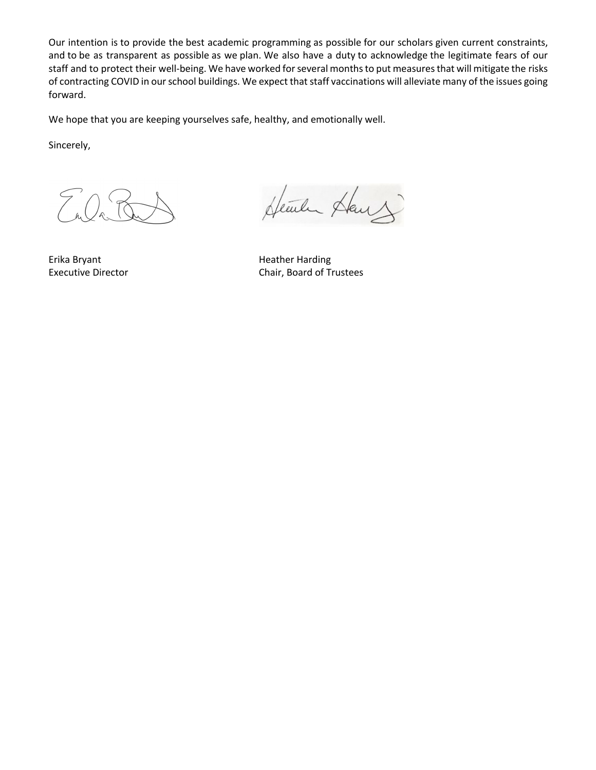Our intention is to provide the best academic programming as possible for our scholars given current constraints, and to be as transparent as possible as we plan. We also have a duty to acknowledge the legitimate fears of our staff and to protect their well-being. We have worked for several months to put measures that will mitigate the risks of contracting COVID in our school buildings. We expect that staff vaccinations will alleviate many of the issues going forward.

We hope that you are keeping yourselves safe, healthy, and emotionally well.

Sincerely,

Erika Bryant
Executive Director

Heather Harding
Chair, Board of Trustees